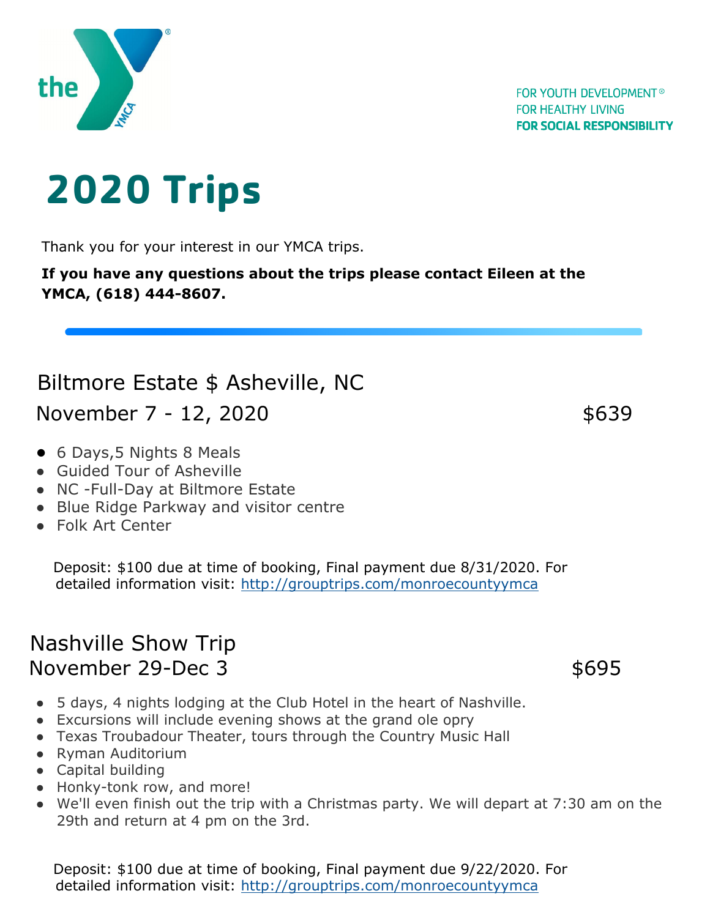the YMCA

FOR YOUTH DEVELOPMENT®
FOR HEALTHY LIVING
**FOR SOCIAL RESPONSIBILITY**

# 2020 Trips

Thank you for your interest in our YMCA trips.

**If you have any questions about the trips please contact Eileen at the YMCA, (618) 444-8607.**

---

## Biltmore Estate $ Asheville, NC

### November 7 - 12, 2020 — $639

- 6 Days,5 Nights 8 Meals
- Guided Tour of Asheville
- NC -Full-Day at Biltmore Estate
- Blue Ridge Parkway and visitor centre
- Folk Art Center

Deposit: $100 due at time of booking, Final payment due 8/31/2020. For detailed information visit: [http://grouptrips.com/monroecountyymca](http://grouptrips.com/monroecountyymca)

## Nashville Show Trip

### November 29-Dec 3 — $695

- 5 days, 4 nights lodging at the Club Hotel in the heart of Nashville.
- Excursions will include evening shows at the grand ole opry
- Texas Troubadour Theater, tours through the Country Music Hall
- Ryman Auditorium
- Capital building
- Honky-tonk row, and more!
- We'll even finish out the trip with a Christmas party. We will depart at 7:30 am on the 29th and return at 4 pm on the 3rd.

Deposit: $100 due at time of booking, Final payment due 9/22/2020. For detailed information visit: [http://grouptrips.com/monroecountyymca](http://grouptrips.com/monroecountyymca)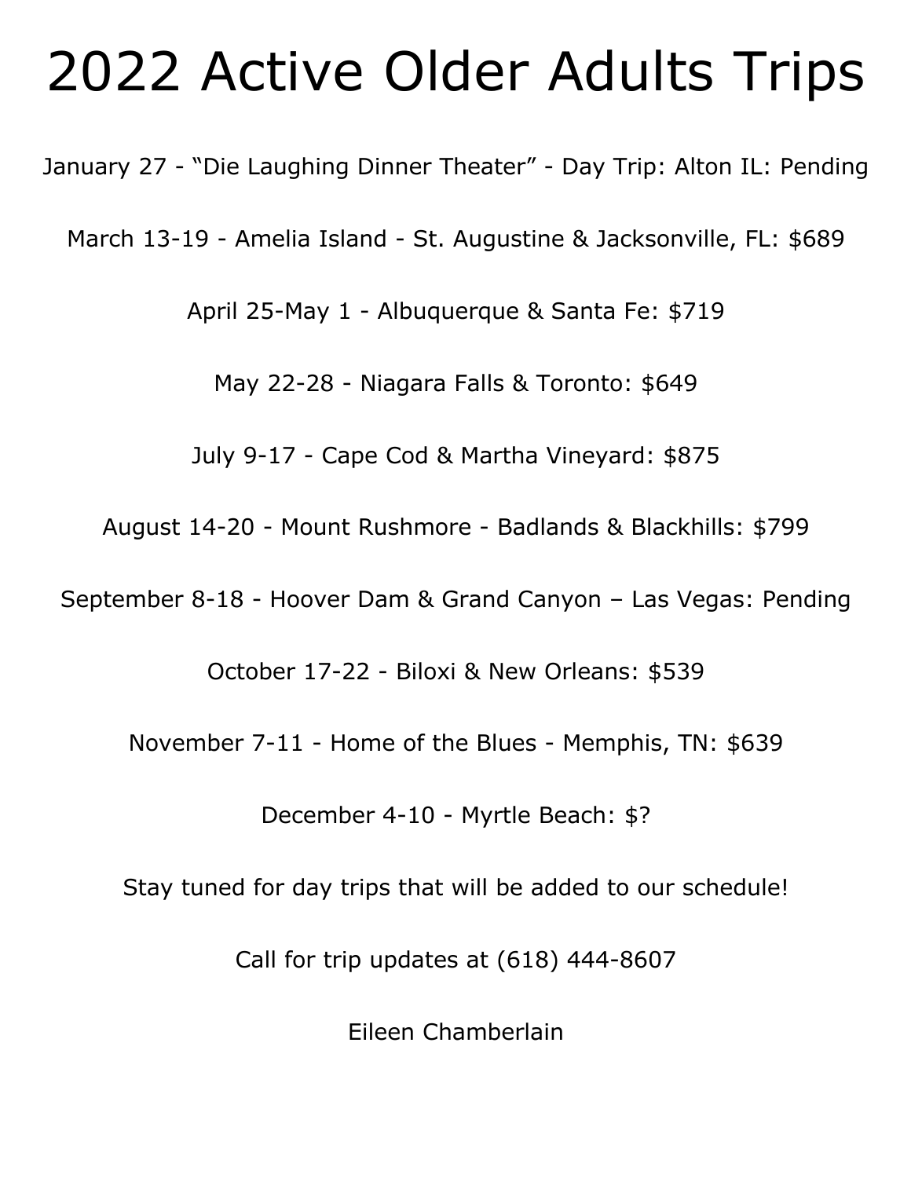# 2022 Active Older Adults Trips

January 27 - “Die Laughing Dinner Theater” - Day Trip: Alton IL: Pending

March 13-19 - Amelia Island - St. Augustine & Jacksonville, FL: $689

April 25-May 1 - Albuquerque & Santa Fe: $719

May 22-28 - Niagara Falls & Toronto: $649

July 9-17 - Cape Cod & Martha Vineyard: $875

August 14-20 - Mount Rushmore - Badlands & Blackhills: $799

September 8-18 - Hoover Dam & Grand Canyon – Las Vegas: Pending

October 17-22 - Biloxi & New Orleans: $539

November 7-11 - Home of the Blues - Memphis, TN: $639

December 4-10 - Myrtle Beach: $?

Stay tuned for day trips that will be added to our schedule!

Call for trip updates at (618) 444-8607

Eileen Chamberlain